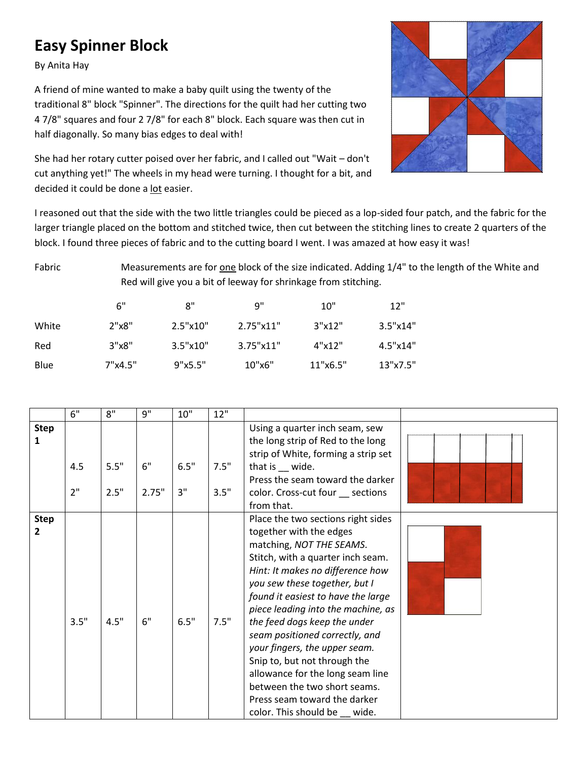# Easy Spinner Block

By Anita Hay

A friend of mine wanted to make a baby quilt using the twenty of the traditional 8" block "Spinner". The directions for the quilt had her cutting two 4 7/8" squares and four 2 7/8" for each 8" block. Each square was then cut in half diagonally. So many bias edges to deal with!

She had her rotary cutter poised over her fabric, and I called out "Wait – don't cut anything yet!" The wheels in my head were turning. I thought for a bit, and decided it could be done a lot easier.

I reasoned out that the side with the two little triangles could be pieced as a lop-sided four patch, and the fabric for the larger triangle placed on the bottom and stitched twice, then cut between the stitching lines to create 2 quarters of the block. I found three pieces of fabric and to the cutting board I went. I was amazed at how easy it was!

Fabric — Measurements are for one block of the size indicated. Adding 1/4" to the length of the White and Red will give you a bit of leeway for shrinkage from stitching.

| | 6" | 8" | 9" | 10" | 12" |
|---|---|---|---|---|---|
| White | 2"x8" | 2.5"x10" | 2.75"x11" | 3"x12" | 3.5"x14" |
| Red | 3"x8" | 3.5"x10" | 3.75"x11" | 4"x12" | 4.5"x14" |
| Blue | 7"x4.5" | 9"x5.5" | 10"x6" | 11"x6.5" | 13"x7.5" |

| | 6" | 8" | 9" | 10" | 12" | | |
|---|---|---|---|---|---|---|---|
| **Step 1** | 4.5<br>2" | 5.5"<br>2.5" | 6"<br>2.75" | 6.5"<br>3" | 7.5"<br>3.5" | Using a quarter inch seam, sew the long strip of Red to the long strip of White, forming a strip set that is __ wide.<br>Press the seam toward the darker color. Cross-cut four __ sections from that. | |
| **Step 2** | 3.5" | 4.5" | 6" | 6.5" | 7.5" | Place the two sections right sides together with the edges matching, *NOT THE SEAMS.* Stitch, with a quarter inch seam. *Hint: It makes no difference how you sew these together, but I found it easiest to have the large piece leading into the machine, as the feed dogs keep the under seam positioned correctly, and your fingers, the upper seam.* Snip to, but not through the allowance for the long seam line between the two short seams. Press seam toward the darker color. This should be __ wide. | |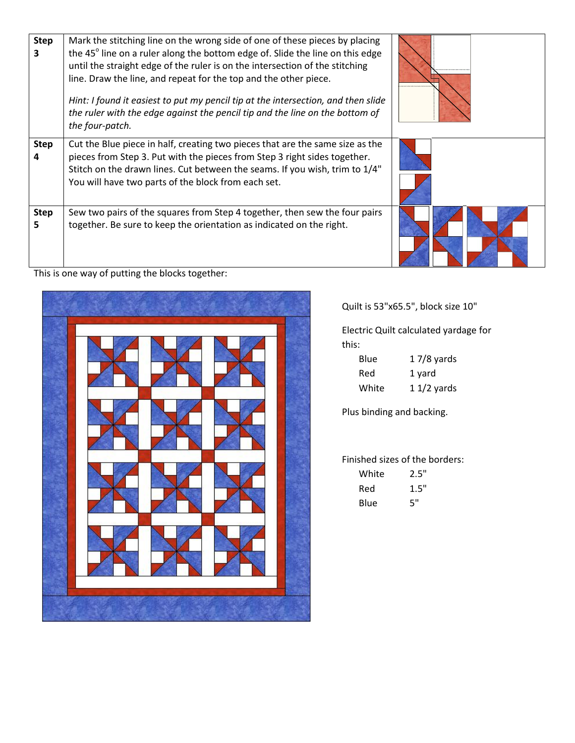| | | |
|---|---|---|
| **Step 3** | Mark the stitching line on the wrong side of one of these pieces by placing the 45° line on a ruler along the bottom edge of. Slide the line on this edge until the straight edge of the ruler is on the intersection of the stitching line. Draw the line, and repeat for the top and the other piece.<br><br>*Hint: I found it easiest to put my pencil tip at the intersection, and then slide the ruler with the edge against the pencil tip and the line on the bottom of the four-patch.* | |
| **Step 4** | Cut the Blue piece in half, creating two pieces that are the same size as the pieces from Step 3. Put with the pieces from Step 3 right sides together. Stitch on the drawn lines. Cut between the seams. If you wish, trim to 1/4" You will have two parts of the block from each set. | |
| **Step 5** | Sew two pairs of the squares from Step 4 together, then sew the four pairs together. Be sure to keep the orientation as indicated on the right. | |

This is one way of putting the blocks together:

Quilt is 53"x65.5", block size 10"

Electric Quilt calculated yardage for this:

| | |
|---|---|
| Blue | 1 7/8 yards |
| Red | 1 yard |
| White | 1 1/2 yards |

Plus binding and backing.

Finished sizes of the borders:

| | |
|---|---|
| White | 2.5" |
| Red | 1.5" |
| Blue | 5" |